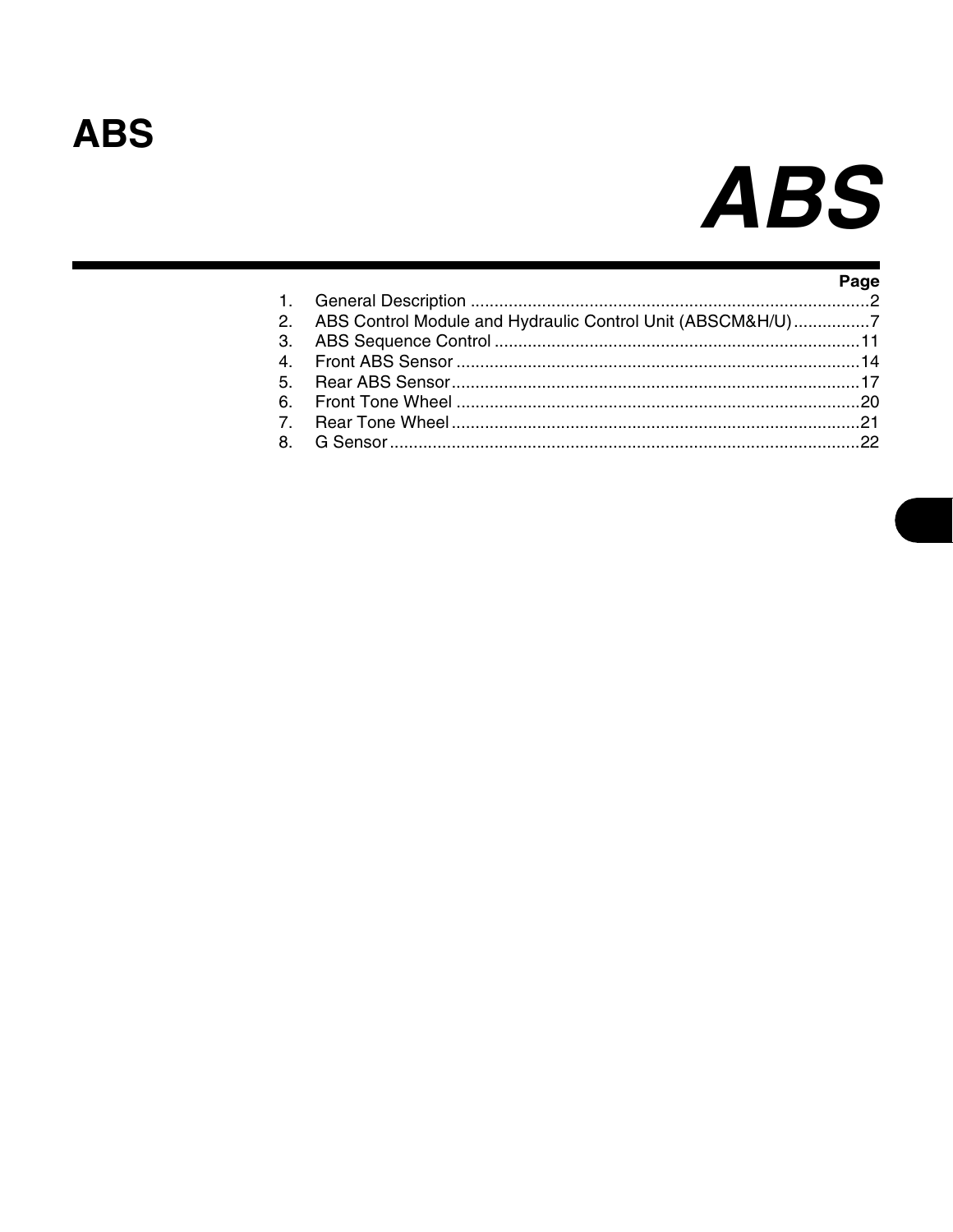# ABS

# ABS

| | Page |
|---|---|
| 1. General Description | 2 |
| 2. ABS Control Module and Hydraulic Control Unit (ABSCM&H/U) | 7 |
| 3. ABS Sequence Control | 11 |
| 4. Front ABS Sensor | 14 |
| 5. Rear ABS Sensor | 17 |
| 6. Front Tone Wheel | 20 |
| 7. Rear Tone Wheel | 21 |
| 8. G Sensor | 22 |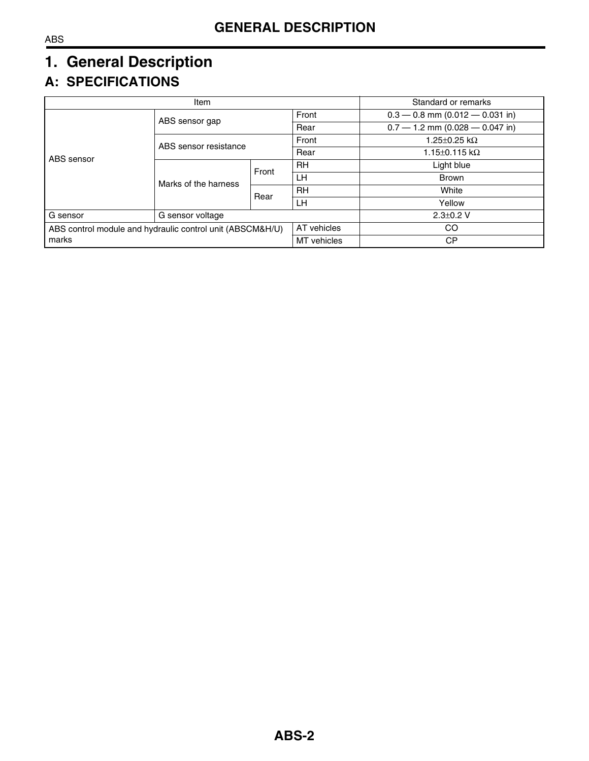# 1. General Description

## A: SPECIFICATIONS

| Item | | | | Standard or remarks |
|---|---|---|---|---|
| ABS sensor | ABS sensor gap | | Front | 0.3 — 0.8 mm (0.012 — 0.031 in) |
| | | | Rear | 0.7 — 1.2 mm (0.028 — 0.047 in) |
| | ABS sensor resistance | | Front | 1.25±0.25 kΩ |
| | | | Rear | 1.15±0.115 kΩ |
| | Marks of the harness | Front | RH | Light blue |
| | | | LH | Brown |
| | | Rear | RH | White |
| | | | LH | Yellow |
| G sensor | G sensor voltage | | | 2.3±0.2 V |
| ABS control module and hydraulic control unit (ABSCM&H/U) marks | | | AT vehicles | CO |
| | | | MT vehicles | CP |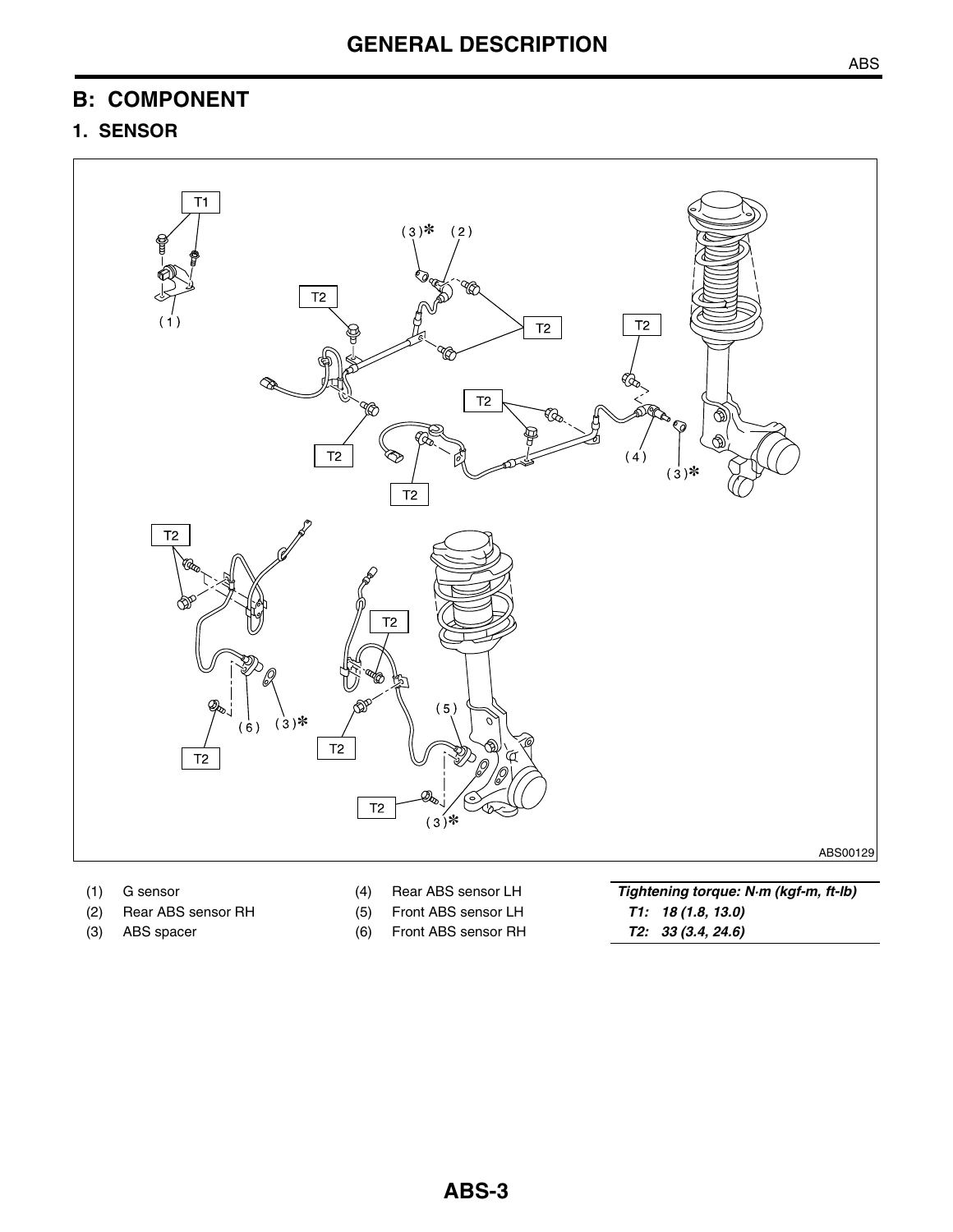## B: COMPONENT

### 1. SENSOR

ABS00129

(1) G sensor

(2) Rear ABS sensor RH

(3) ABS spacer

(4) Rear ABS sensor LH

(5) Front ABS sensor LH

(6) Front ABS sensor RH

***Tightening torque: N·m (kgf-m, ft-lb)***

***T1: 18 (1.8, 13.0)***

***T2: 33 (3.4, 24.6)***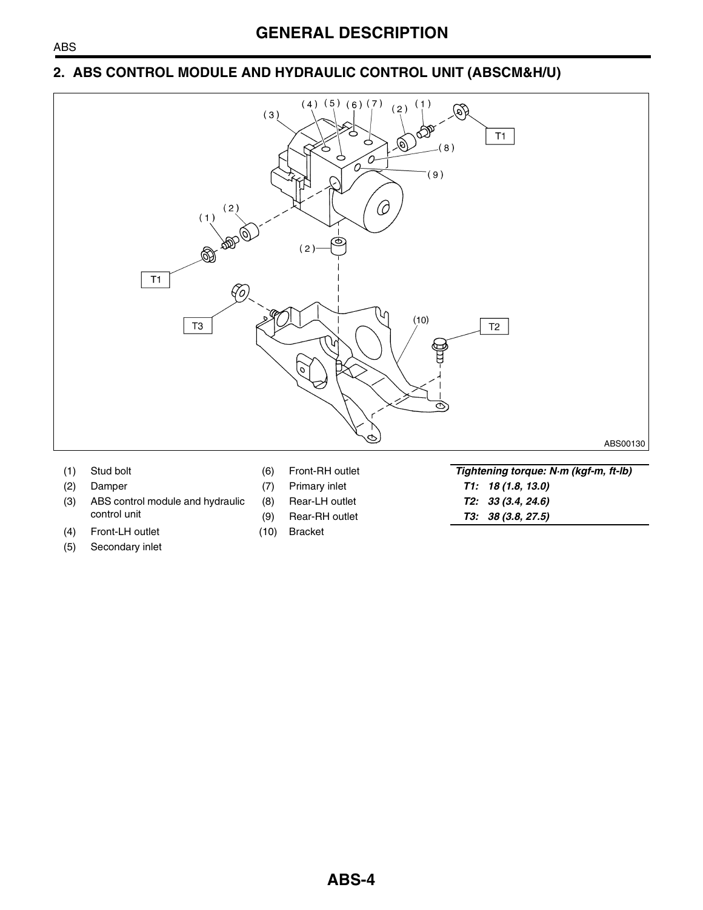## 2. ABS CONTROL MODULE AND HYDRAULIC CONTROL UNIT (ABSCM&H/U)

ABS00130

(1) Stud bolt
(2) Damper
(3) ABS control module and hydraulic control unit
(4) Front-LH outlet
(5) Secondary inlet
(6) Front-RH outlet
(7) Primary inlet
(8) Rear-LH outlet
(9) Rear-RH outlet
(10) Bracket

*Tightening torque: N·m (kgf-m, ft-lb)*
*T1: 18 (1.8, 13.0)*
*T2: 33 (3.4, 24.6)*
*T3: 38 (3.8, 27.5)*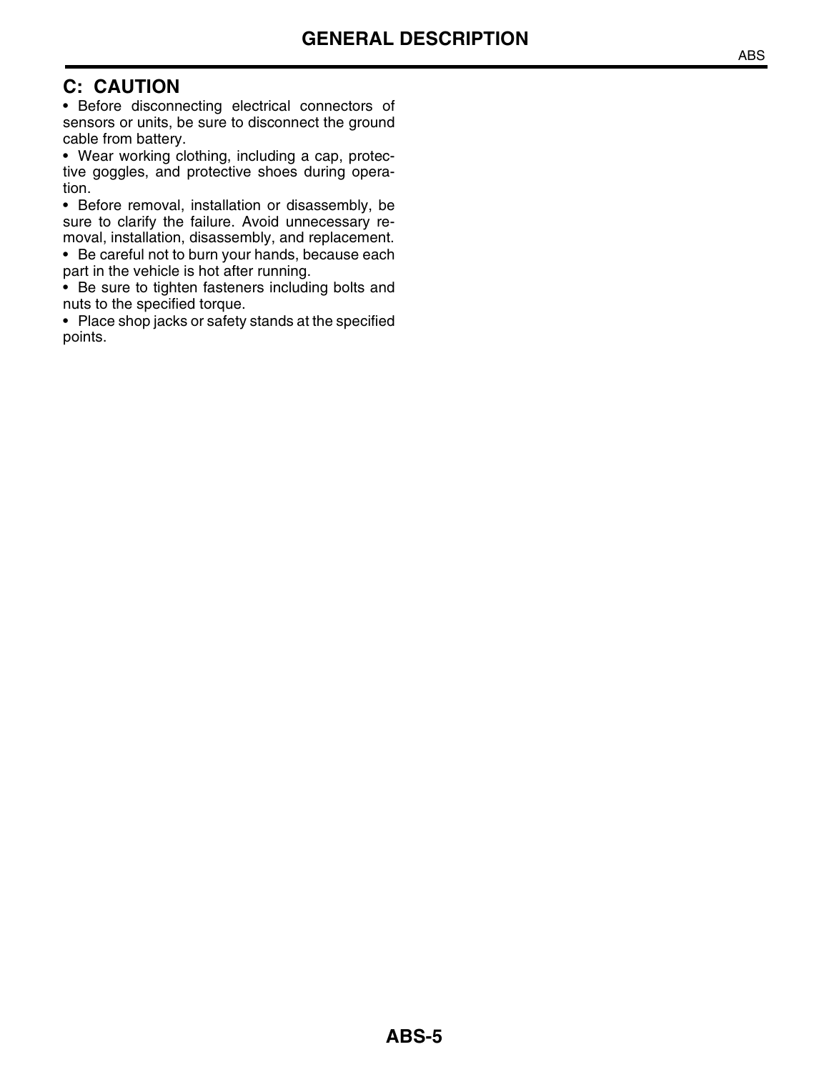## C: CAUTION

- Before disconnecting electrical connectors of sensors or units, be sure to disconnect the ground cable from battery.
- Wear working clothing, including a cap, protective goggles, and protective shoes during operation.
- Before removal, installation or disassembly, be sure to clarify the failure. Avoid unnecessary removal, installation, disassembly, and replacement.
- Be careful not to burn your hands, because each part in the vehicle is hot after running.
- Be sure to tighten fasteners including bolts and nuts to the specified torque.
- Place shop jacks or safety stands at the specified points.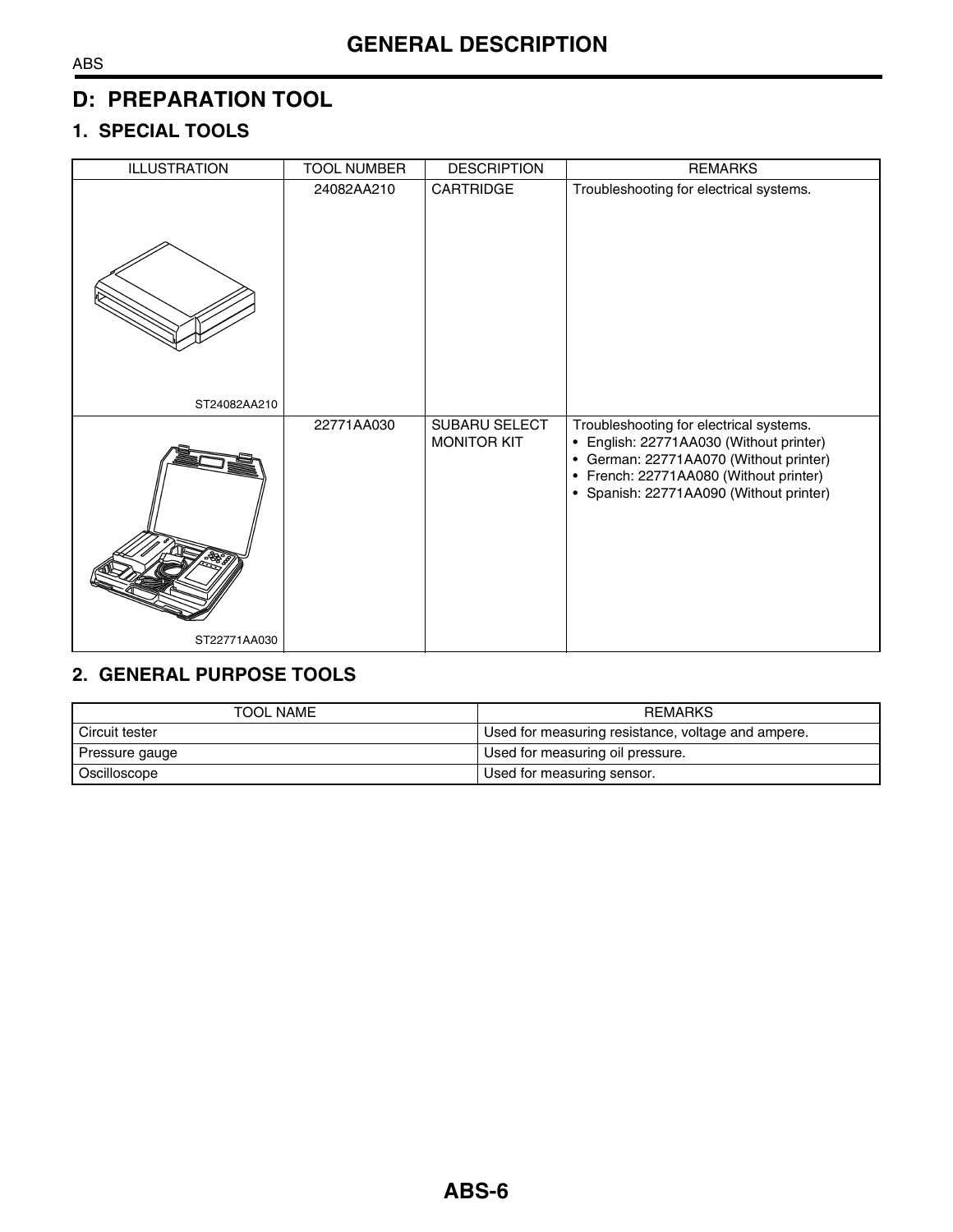## D: PREPARATION TOOL

### 1. SPECIAL TOOLS

| ILLUSTRATION | TOOL NUMBER | DESCRIPTION | REMARKS |
|---|---|---|---|
| ST24082AA210 | 24082AA210 | CARTRIDGE | Troubleshooting for electrical systems. |
| ST22771AA030 | 22771AA030 | SUBARU SELECT MONITOR KIT | Troubleshooting for electrical systems.<br>• English: 22771AA030 (Without printer)<br>• German: 22771AA070 (Without printer)<br>• French: 22771AA080 (Without printer)<br>• Spanish: 22771AA090 (Without printer) |

### 2. GENERAL PURPOSE TOOLS

| TOOL NAME | REMARKS |
|---|---|
| Circuit tester | Used for measuring resistance, voltage and ampere. |
| Pressure gauge | Used for measuring oil pressure. |
| Oscilloscope | Used for measuring sensor. |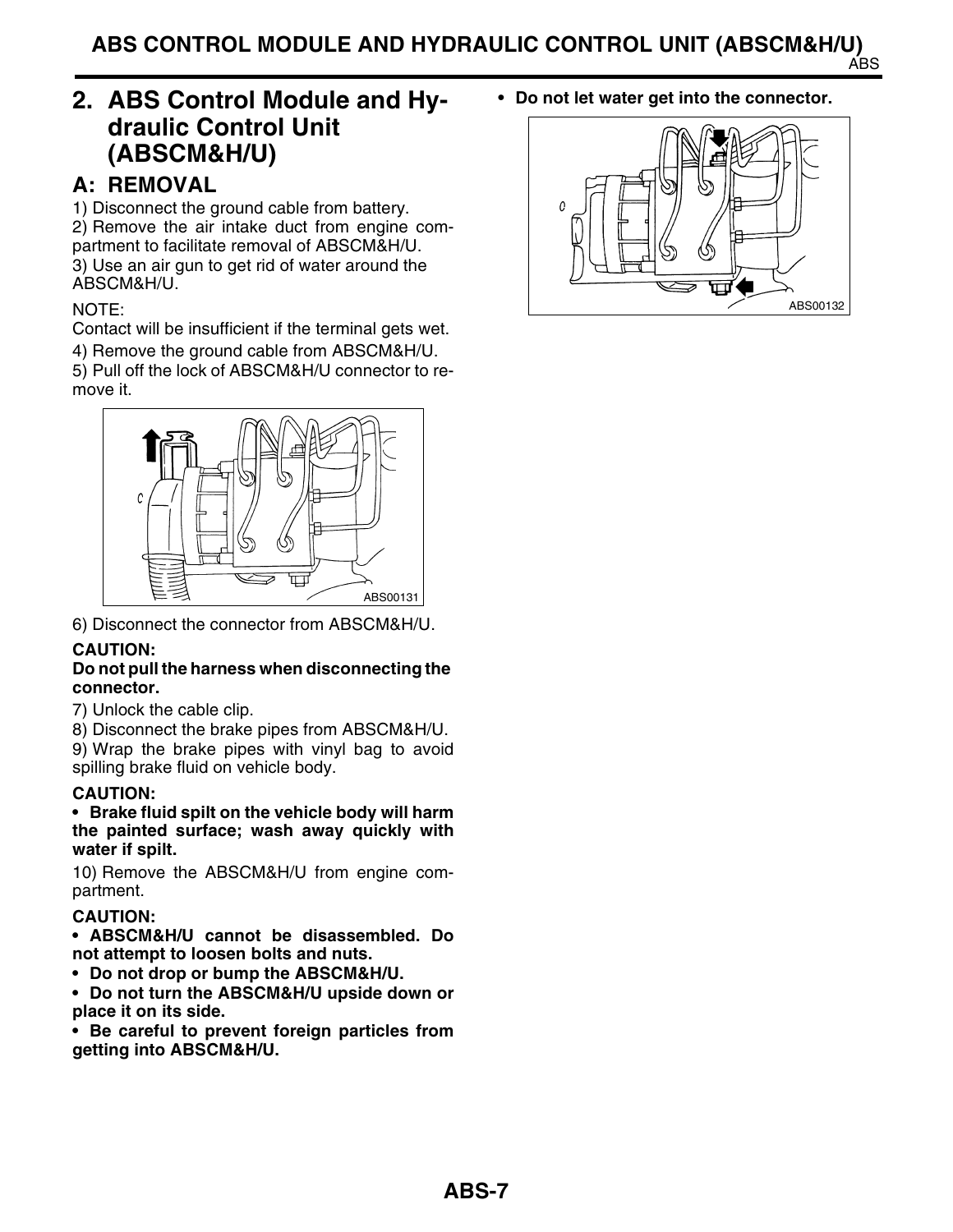## 2. ABS Control Module and Hydraulic Control Unit (ABSCM&H/U)

### A: REMOVAL

1) Disconnect the ground cable from battery.

2) Remove the air intake duct from engine compartment to facilitate removal of ABSCM&H/U.

3) Use an air gun to get rid of water around the ABSCM&H/U.

NOTE:

Contact will be insufficient if the terminal gets wet.

4) Remove the ground cable from ABSCM&H/U.

5) Pull off the lock of ABSCM&H/U connector to remove it.

ABS00131

6) Disconnect the connector from ABSCM&H/U.

**CAUTION:**

**Do not pull the harness when disconnecting the connector.**

7) Unlock the cable clip.

8) Disconnect the brake pipes from ABSCM&H/U.

9) Wrap the brake pipes with vinyl bag to avoid spilling brake fluid on vehicle body.

**CAUTION:**

- **Brake fluid spilt on the vehicle body will harm the painted surface; wash away quickly with water if spilt.**

10) Remove the ABSCM&H/U from engine compartment.

**CAUTION:**

- **ABSCM&H/U cannot be disassembled. Do not attempt to loosen bolts and nuts.**
- **Do not drop or bump the ABSCM&H/U.**
- **Do not turn the ABSCM&H/U upside down or place it on its side.**
- **Be careful to prevent foreign particles from getting into ABSCM&H/U.**
- **Do not let water get into the connector.**

ABS00132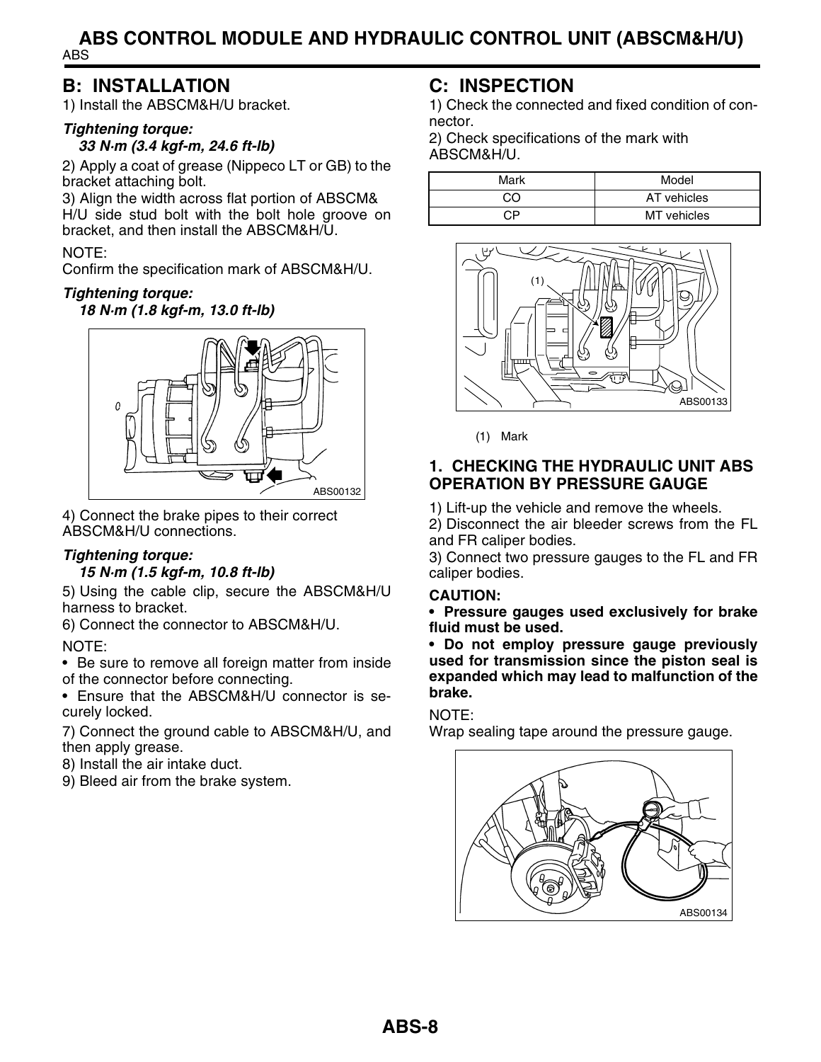## B: INSTALLATION

1) Install the ABSCM&H/U bracket.

***Tightening torque:***
***33 N·m (3.4 kgf-m, 24.6 ft-lb)***

2) Apply a coat of grease (Nippeco LT or GB) to the bracket attaching bolt.

3) Align the width across flat portion of ABSCM& H/U side stud bolt with the bolt hole groove on bracket, and then install the ABSCM&H/U.

NOTE:
Confirm the specification mark of ABSCM&H/U.

***Tightening torque:***
***18 N·m (1.8 kgf-m, 13.0 ft-lb)***

ABS00132

4) Connect the brake pipes to their correct ABSCM&H/U connections.

***Tightening torque:***
***15 N·m (1.5 kgf-m, 10.8 ft-lb)***

5) Using the cable clip, secure the ABSCM&H/U harness to bracket.

6) Connect the connector to ABSCM&H/U.

NOTE:
- Be sure to remove all foreign matter from inside of the connector before connecting.
- Ensure that the ABSCM&H/U connector is securely locked.

7) Connect the ground cable to ABSCM&H/U, and then apply grease.

8) Install the air intake duct.

9) Bleed air from the brake system.

## C: INSPECTION

1) Check the connected and fixed condition of connector.

2) Check specifications of the mark with ABSCM&H/U.

| Mark | Model |
|---|---|
| CO | AT vehicles |
| CP | MT vehicles |

ABS00133

(1) Mark

### 1. CHECKING THE HYDRAULIC UNIT ABS OPERATION BY PRESSURE GAUGE

1) Lift-up the vehicle and remove the wheels.

2) Disconnect the air bleeder screws from the FL and FR caliper bodies.

3) Connect two pressure gauges to the FL and FR caliper bodies.

**CAUTION:**
- **Pressure gauges used exclusively for brake fluid must be used.**
- **Do not employ pressure gauge previously used for transmission since the piston seal is expanded which may lead to malfunction of the brake.**

NOTE:
Wrap sealing tape around the pressure gauge.

ABS00134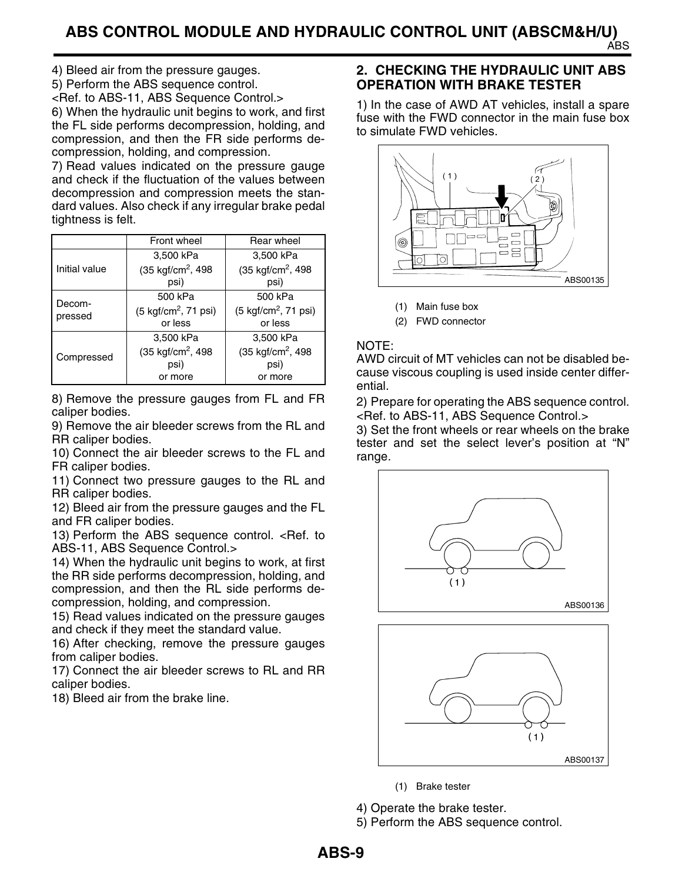4) Bleed air from the pressure gauges.

5) Perform the ABS sequence control.
<Ref. to ABS-11, ABS Sequence Control.>

6) When the hydraulic unit begins to work, and first the FL side performs decompression, holding, and compression, and then the FR side performs decompression, holding, and compression.

7) Read values indicated on the pressure gauge and check if the fluctuation of the values between decompression and compression meets the standard values. Also check if any irregular brake pedal tightness is felt.

| | Front wheel | Rear wheel |
|---|---|---|
| Initial value | 3,500 kPa (35 kgf/cm$^2$, 498 psi) | 3,500 kPa (35 kgf/cm$^2$, 498 psi) |
| Decompressed | 500 kPa (5 kgf/cm$^2$, 71 psi) or less | 500 kPa (5 kgf/cm$^2$, 71 psi) or less |
| Compressed | 3,500 kPa (35 kgf/cm$^2$, 498 psi) or more | 3,500 kPa (35 kgf/cm$^2$, 498 psi) or more |

8) Remove the pressure gauges from FL and FR caliper bodies.

9) Remove the air bleeder screws from the RL and RR caliper bodies.

10) Connect the air bleeder screws to the FL and FR caliper bodies.

11) Connect two pressure gauges to the RL and RR caliper bodies.

12) Bleed air from the pressure gauges and the FL and FR caliper bodies.

13) Perform the ABS sequence control. <Ref. to ABS-11, ABS Sequence Control.>

14) When the hydraulic unit begins to work, at first the RR side performs decompression, holding, and compression, and then the RL side performs decompression, holding, and compression.

15) Read values indicated on the pressure gauges and check if they meet the standard value.

16) After checking, remove the pressure gauges from caliper bodies.

17) Connect the air bleeder screws to RL and RR caliper bodies.

18) Bleed air from the brake line.

## 2. CHECKING THE HYDRAULIC UNIT ABS OPERATION WITH BRAKE TESTER

1) In the case of AWD AT vehicles, install a spare fuse with the FWD connector in the main fuse box to simulate FWD vehicles.

ABS00135

(1) Main fuse box
(2) FWD connector

NOTE:
AWD circuit of MT vehicles can not be disabled because viscous coupling is used inside center differential.

2) Prepare for operating the ABS sequence control.
<Ref. to ABS-11, ABS Sequence Control.>

3) Set the front wheels or rear wheels on the brake tester and set the select lever's position at "N" range.

ABS00136

ABS00137

(1) Brake tester

4) Operate the brake tester.

5) Perform the ABS sequence control.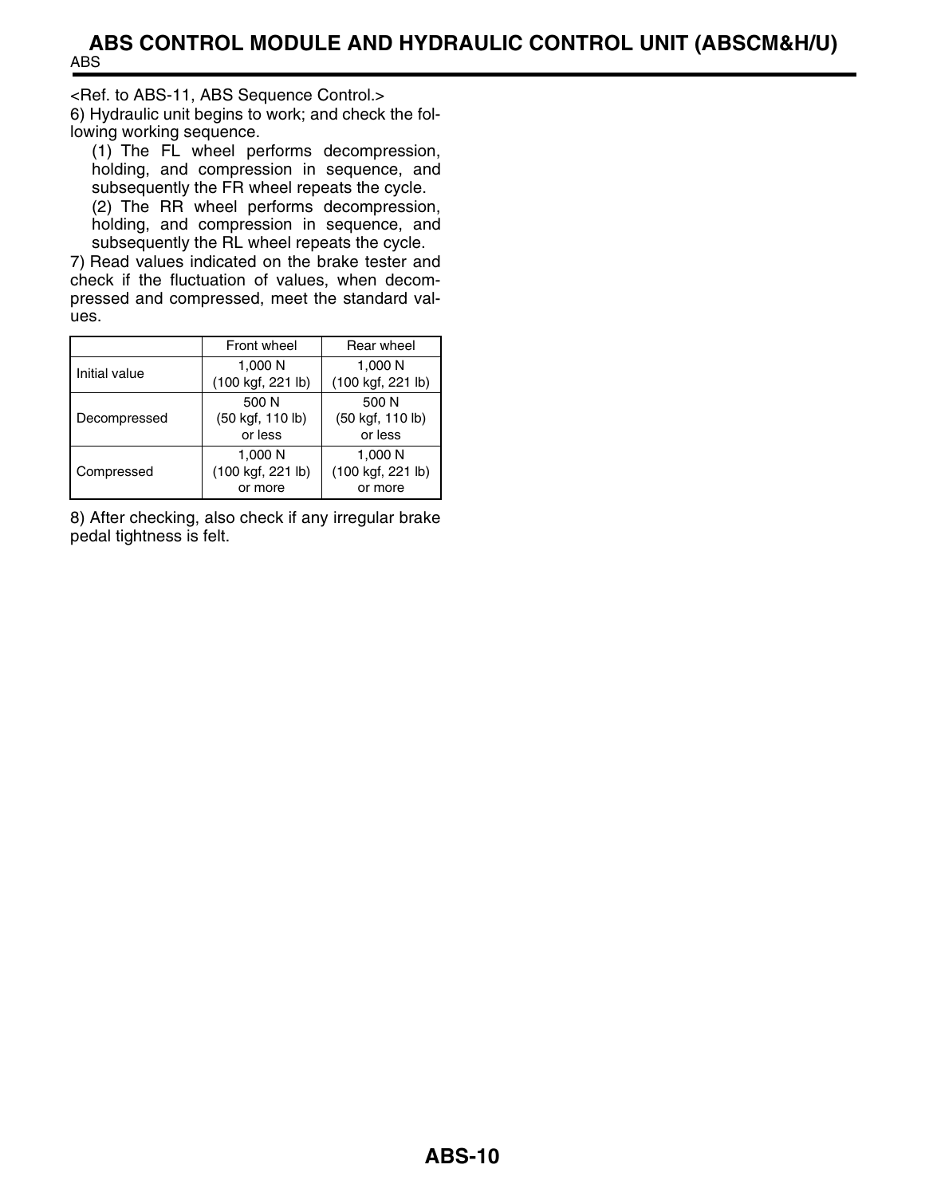<Ref. to ABS-11, ABS Sequence Control.>

6) Hydraulic unit begins to work; and check the following working sequence.

(1) The FL wheel performs decompression, holding, and compression in sequence, and subsequently the FR wheel repeats the cycle.

(2) The RR wheel performs decompression, holding, and compression in sequence, and subsequently the RL wheel repeats the cycle.

7) Read values indicated on the brake tester and check if the fluctuation of values, when decompressed and compressed, meet the standard values.

| | Front wheel | Rear wheel |
|---|---|---|
| Initial value | 1,000 N (100 kgf, 221 lb) | 1,000 N (100 kgf, 221 lb) |
| Decompressed | 500 N (50 kgf, 110 lb) or less | 500 N (50 kgf, 110 lb) or less |
| Compressed | 1,000 N (100 kgf, 221 lb) or more | 1,000 N (100 kgf, 221 lb) or more |

8) After checking, also check if any irregular brake pedal tightness is felt.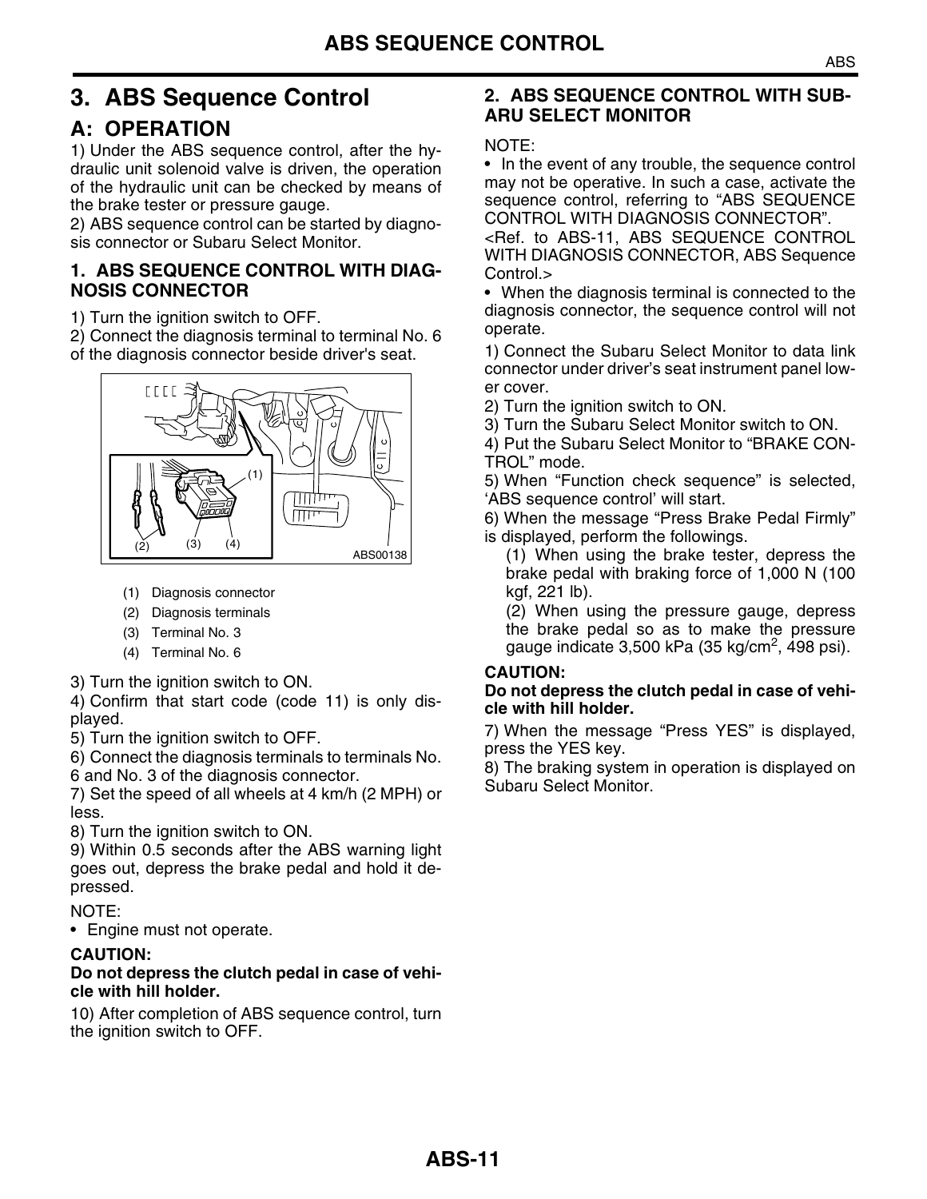# 3. ABS Sequence Control

## A: OPERATION

1) Under the ABS sequence control, after the hydraulic unit solenoid valve is driven, the operation of the hydraulic unit can be checked by means of the brake tester or pressure gauge.

2) ABS sequence control can be started by diagnosis connector or Subaru Select Monitor.

### 1. ABS SEQUENCE CONTROL WITH DIAGNOSIS CONNECTOR

1) Turn the ignition switch to OFF.

2) Connect the diagnosis terminal to terminal No. 6 of the diagnosis connector beside driver's seat.

ABS00138

(1) Diagnosis connector

(2) Diagnosis terminals

(3) Terminal No. 3

(4) Terminal No. 6

3) Turn the ignition switch to ON.

4) Confirm that start code (code 11) is only displayed.

5) Turn the ignition switch to OFF.

6) Connect the diagnosis terminals to terminals No. 6 and No. 3 of the diagnosis connector.

7) Set the speed of all wheels at 4 km/h (2 MPH) or less.

8) Turn the ignition switch to ON.

9) Within 0.5 seconds after the ABS warning light goes out, depress the brake pedal and hold it depressed.

NOTE:

- Engine must not operate.

**CAUTION:**
**Do not depress the clutch pedal in case of vehicle with hill holder.**

10) After completion of ABS sequence control, turn the ignition switch to OFF.

### 2. ABS SEQUENCE CONTROL WITH SUBARU SELECT MONITOR

NOTE:

- In the event of any trouble, the sequence control may not be operative. In such a case, activate the sequence control, referring to “ABS SEQUENCE CONTROL WITH DIAGNOSIS CONNECTOR”. <Ref. to ABS-11, ABS SEQUENCE CONTROL WITH DIAGNOSIS CONNECTOR, ABS Sequence Control.>
- When the diagnosis terminal is connected to the diagnosis connector, the sequence control will not operate.

1) Connect the Subaru Select Monitor to data link connector under driver’s seat instrument panel lower cover.

2) Turn the ignition switch to ON.

3) Turn the Subaru Select Monitor switch to ON.

4) Put the Subaru Select Monitor to “BRAKE CONTROL” mode.

5) When “Function check sequence” is selected, ‘ABS sequence control’ will start.

6) When the message “Press Brake Pedal Firmly” is displayed, perform the followings.

(1) When using the brake tester, depress the brake pedal with braking force of 1,000 N (100 kgf, 221 lb).

(2) When using the pressure gauge, depress the brake pedal so as to make the pressure gauge indicate 3,500 kPa (35 kg/cm$^2$, 498 psi).

**CAUTION:**
**Do not depress the clutch pedal in case of vehicle with hill holder.**

7) When the message “Press YES” is displayed, press the YES key.

8) The braking system in operation is displayed on Subaru Select Monitor.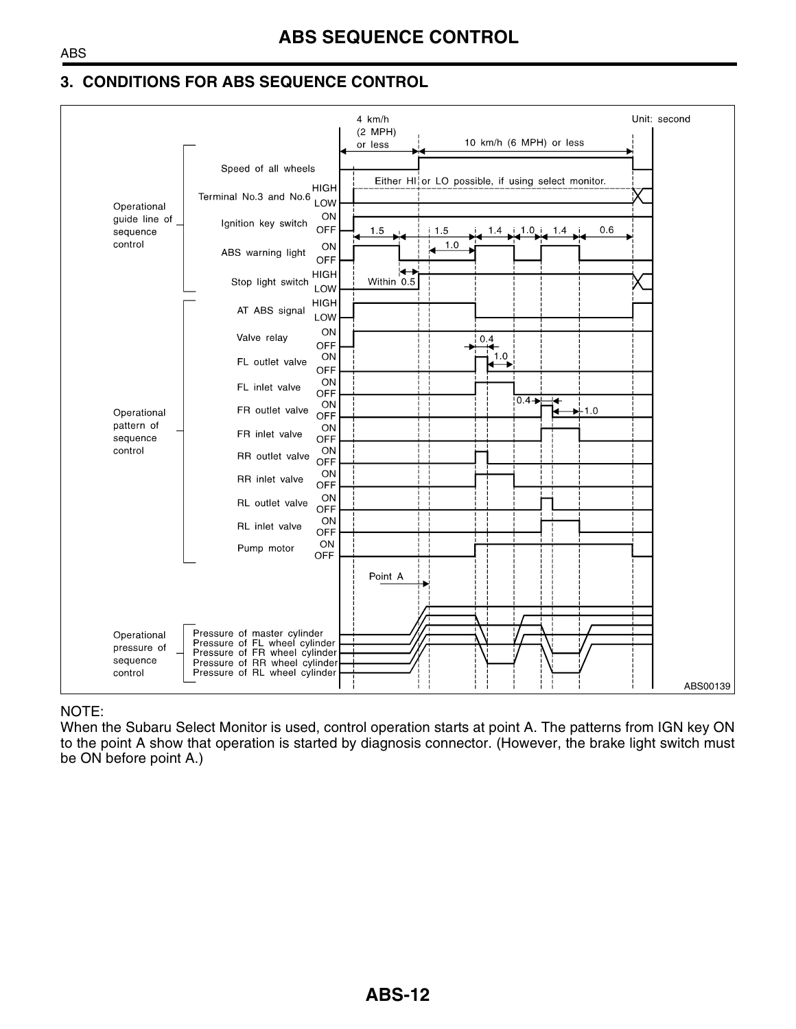# ABS SEQUENCE CONTROL

## 3. CONDITIONS FOR ABS SEQUENCE CONTROL

ABS00139

NOTE:
When the Subaru Select Monitor is used, control operation starts at point A. The patterns from IGN key ON to the point A show that operation is started by diagnosis connector. (However, the brake light switch must be ON before point A.)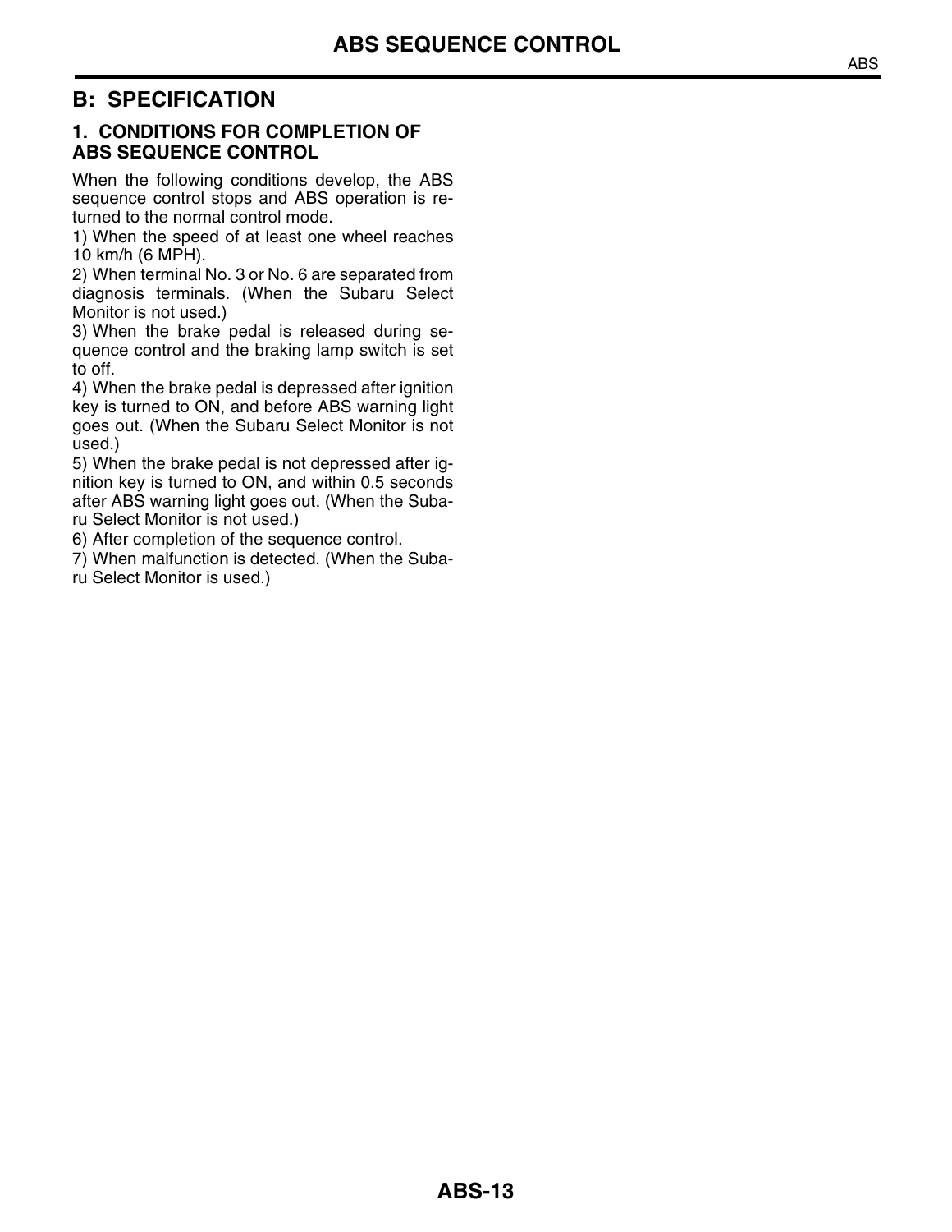## B: SPECIFICATION

### 1. CONDITIONS FOR COMPLETION OF ABS SEQUENCE CONTROL

When the following conditions develop, the ABS sequence control stops and ABS operation is returned to the normal control mode.

1) When the speed of at least one wheel reaches 10 km/h (6 MPH).

2) When terminal No. 3 or No. 6 are separated from diagnosis terminals. (When the Subaru Select Monitor is not used.)

3) When the brake pedal is released during sequence control and the braking lamp switch is set to off.

4) When the brake pedal is depressed after ignition key is turned to ON, and before ABS warning light goes out. (When the Subaru Select Monitor is not used.)

5) When the brake pedal is not depressed after ignition key is turned to ON, and within 0.5 seconds after ABS warning light goes out. (When the Subaru Select Monitor is not used.)

6) After completion of the sequence control.

7) When malfunction is detected. (When the Subaru Select Monitor is used.)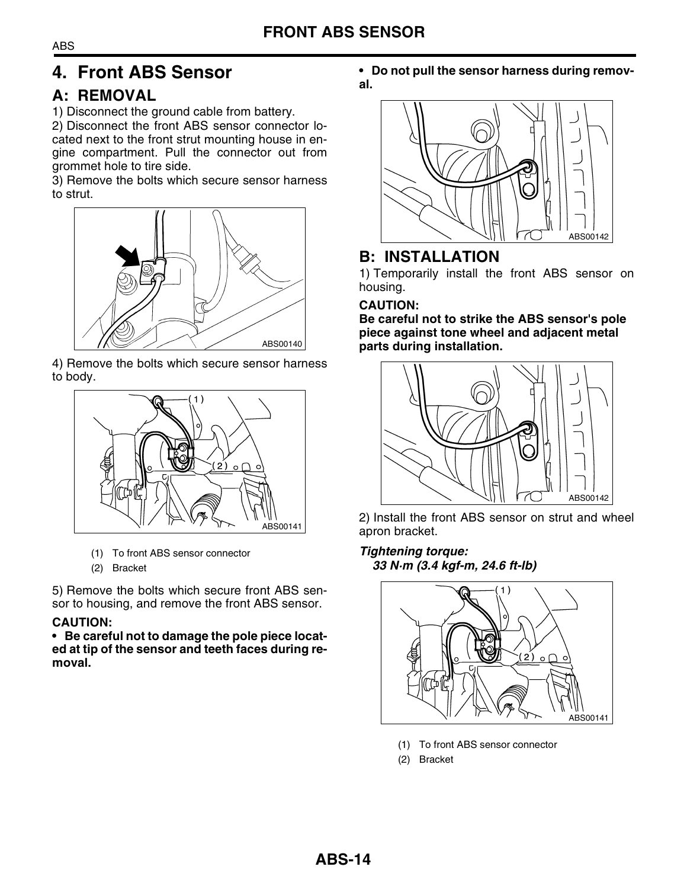# 4. Front ABS Sensor

## A: REMOVAL

1) Disconnect the ground cable from battery.

2) Disconnect the front ABS sensor connector located next to the front strut mounting house in engine compartment. Pull the connector out from grommet hole to tire side.

3) Remove the bolts which secure sensor harness to strut.

ABS00140

4) Remove the bolts which secure sensor harness to body.

ABS00141

(1) To front ABS sensor connector
(2) Bracket

5) Remove the bolts which secure front ABS sensor to housing, and remove the front ABS sensor.

**CAUTION:**

- **Be careful not to damage the pole piece located at tip of the sensor and teeth faces during removal.**
- **Do not pull the sensor harness during removal.**

ABS00142

## B: INSTALLATION

1) Temporarily install the front ABS sensor on housing.

**CAUTION:**

**Be careful not to strike the ABS sensor's pole piece against tone wheel and adjacent metal parts during installation.**

ABS00142

2) Install the front ABS sensor on strut and wheel apron bracket.

***Tightening torque:***
***33 N·m (3.4 kgf-m, 24.6 ft-lb)***

ABS00141

(1) To front ABS sensor connector
(2) Bracket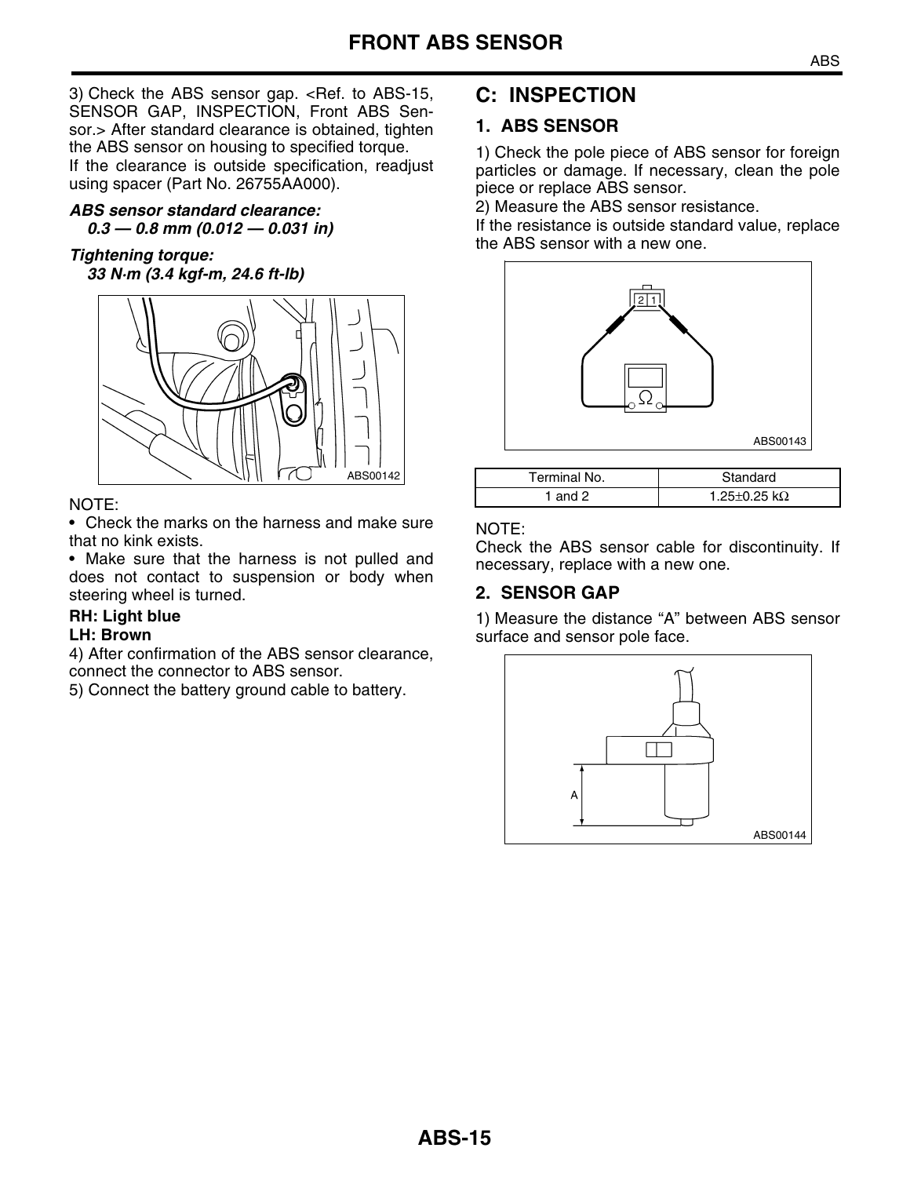3) Check the ABS sensor gap. <Ref. to ABS-15, SENSOR GAP, INSPECTION, Front ABS Sensor.> After standard clearance is obtained, tighten the ABS sensor on housing to specified torque.

If the clearance is outside specification, readjust using spacer (Part No. 26755AA000).

***ABS sensor standard clearance:***
***0.3 — 0.8 mm (0.012 — 0.031 in)***

***Tightening torque:***
***33 N·m (3.4 kgf-m, 24.6 ft-lb)***

ABS00142

NOTE:

- Check the marks on the harness and make sure that no kink exists.
- Make sure that the harness is not pulled and does not contact to suspension or body when steering wheel is turned.

**RH: Light blue**
**LH: Brown**

4) After confirmation of the ABS sensor clearance, connect the connector to ABS sensor.

5) Connect the battery ground cable to battery.

## C: INSPECTION

### 1. ABS SENSOR

1) Check the pole piece of ABS sensor for foreign particles or damage. If necessary, clean the pole piece or replace ABS sensor.

2) Measure the ABS sensor resistance.

If the resistance is outside standard value, replace the ABS sensor with a new one.

ABS00143

| Terminal No. | Standard |
|---|---|
| 1 and 2 | 1.25±0.25 kΩ |

NOTE:

Check the ABS sensor cable for discontinuity. If necessary, replace with a new one.

### 2. SENSOR GAP

1) Measure the distance “A” between ABS sensor surface and sensor pole face.

ABS00144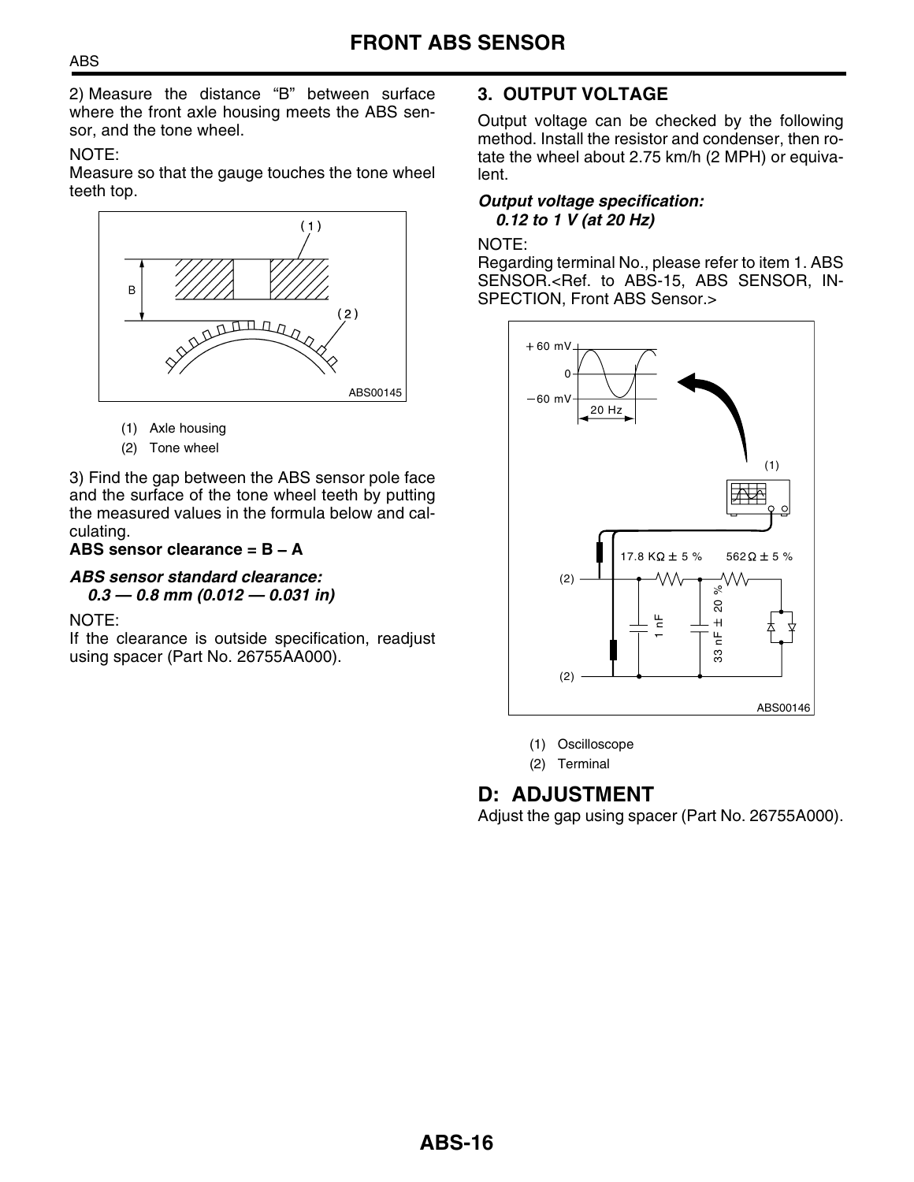2) Measure the distance "B" between surface where the front axle housing meets the ABS sensor, and the tone wheel.

NOTE:
Measure so that the gauge touches the tone wheel teeth top.

(1) Axle housing
(2) Tone wheel

3) Find the gap between the ABS sensor pole face and the surface of the tone wheel teeth by putting the measured values in the formula below and calculating.

**ABS sensor clearance = B – A**

***ABS sensor standard clearance:***
***0.3 — 0.8 mm (0.012 — 0.031 in)***

NOTE:
If the clearance is outside specification, readjust using spacer (Part No. 26755AA000).

## 3. OUTPUT VOLTAGE

Output voltage can be checked by the following method. Install the resistor and condenser, then rotate the wheel about 2.75 km/h (2 MPH) or equivalent.

***Output voltage specification:***
***0.12 to 1 V (at 20 Hz)***

NOTE:
Regarding terminal No., please refer to item 1. ABS SENSOR.<Ref. to ABS-15, ABS SENSOR, INSPECTION, Front ABS Sensor.>

(1) Oscilloscope
(2) Terminal

# D: ADJUSTMENT

Adjust the gap using spacer (Part No. 26755A000).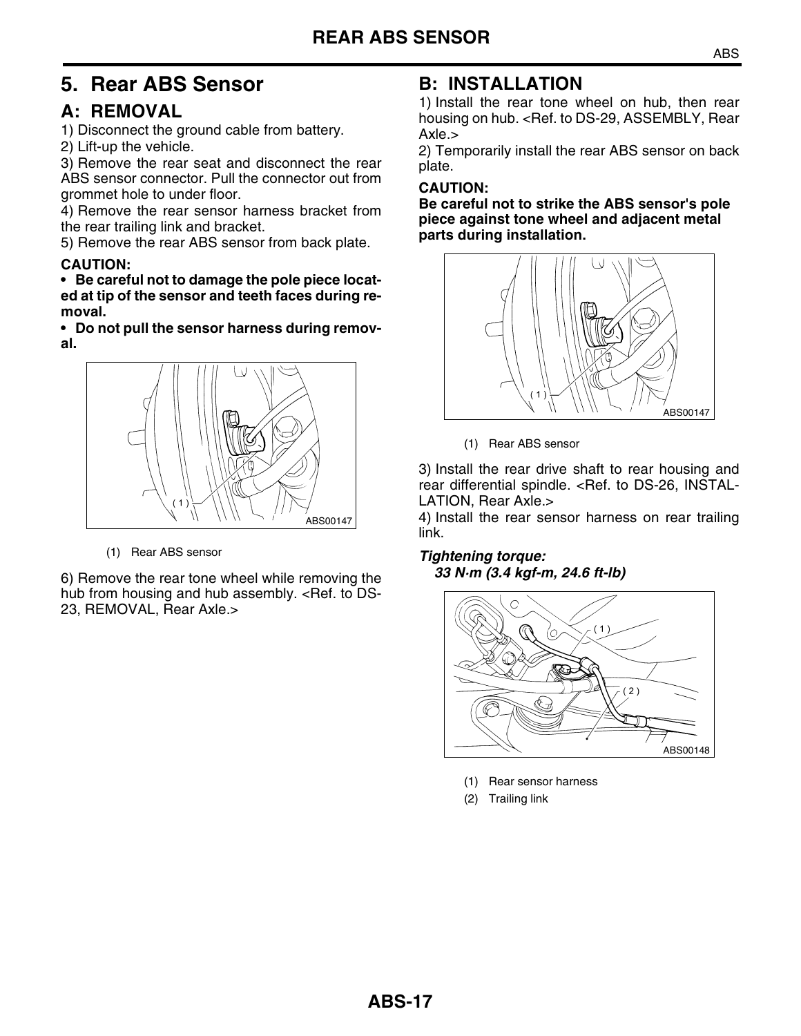# 5. Rear ABS Sensor

## A: REMOVAL

1) Disconnect the ground cable from battery.

2) Lift-up the vehicle.

3) Remove the rear seat and disconnect the rear ABS sensor connector. Pull the connector out from grommet hole to under floor.

4) Remove the rear sensor harness bracket from the rear trailing link and bracket.

5) Remove the rear ABS sensor from back plate.

**CAUTION:**

- **Be careful not to damage the pole piece located at tip of the sensor and teeth faces during removal.**
- **Do not pull the sensor harness during removal.**

ABS00147

(1) Rear ABS sensor

6) Remove the rear tone wheel while removing the hub from housing and hub assembly. <Ref. to DS-23, REMOVAL, Rear Axle.>

## B: INSTALLATION

1) Install the rear tone wheel on hub, then rear housing on hub. <Ref. to DS-29, ASSEMBLY, Rear Axle.>

2) Temporarily install the rear ABS sensor on back plate.

**CAUTION:**

**Be careful not to strike the ABS sensor's pole piece against tone wheel and adjacent metal parts during installation.**

ABS00147

(1) Rear ABS sensor

3) Install the rear drive shaft to rear housing and rear differential spindle. <Ref. to DS-26, INSTALLATION, Rear Axle.>

4) Install the rear sensor harness on rear trailing link.

***Tightening torque:***
***33 N·m (3.4 kgf-m, 24.6 ft-lb)***

ABS00148

(1) Rear sensor harness

(2) Trailing link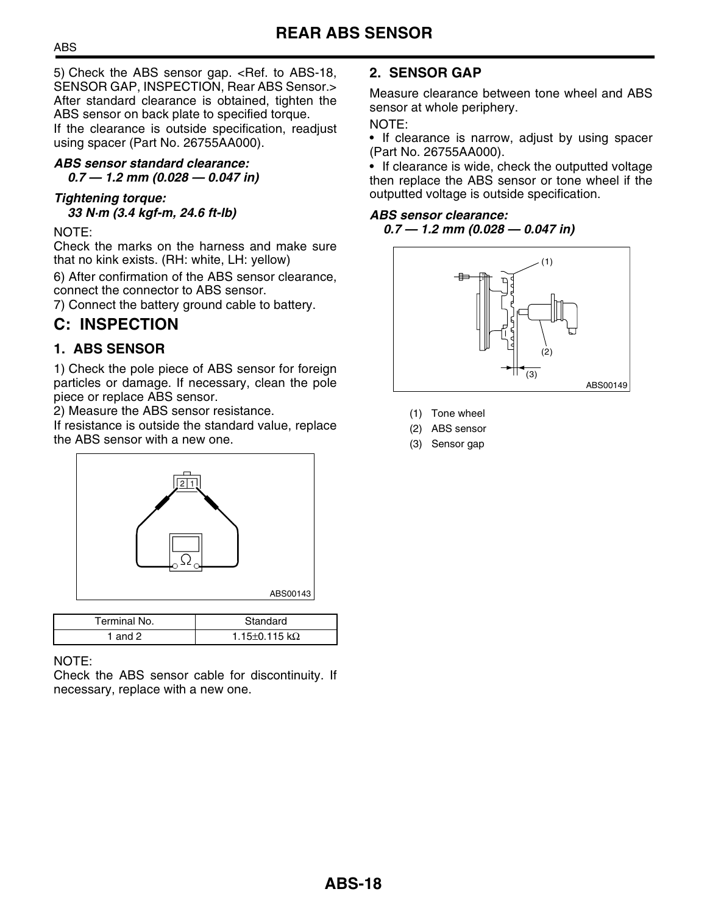# REAR ABS SENSOR

5) Check the ABS sensor gap. <Ref. to ABS-18, SENSOR GAP, INSPECTION, Rear ABS Sensor.> After standard clearance is obtained, tighten the ABS sensor on back plate to specified torque.
If the clearance is outside specification, readjust using spacer (Part No. 26755AA000).

***ABS sensor standard clearance:***
***0.7 — 1.2 mm (0.028 — 0.047 in)***

***Tightening torque:***
***33 N·m (3.4 kgf-m, 24.6 ft-lb)***

NOTE:
Check the marks on the harness and make sure that no kink exists. (RH: white, LH: yellow)

6) After confirmation of the ABS sensor clearance, connect the connector to ABS sensor.
7) Connect the battery ground cable to battery.

## C: INSPECTION

### 1. ABS SENSOR

1) Check the pole piece of ABS sensor for foreign particles or damage. If necessary, clean the pole piece or replace ABS sensor.
2) Measure the ABS sensor resistance.
If resistance is outside the standard value, replace the ABS sensor with a new one.

ABS00143

| Terminal No. | Standard |
| --- | --- |
| 1 and 2 | 1.15±0.115 kΩ |

NOTE:
Check the ABS sensor cable for discontinuity. If necessary, replace with a new one.

### 2. SENSOR GAP

Measure clearance between tone wheel and ABS sensor at whole periphery.

NOTE:
- If clearance is narrow, adjust by using spacer (Part No. 26755AA000).
- If clearance is wide, check the outputted voltage then replace the ABS sensor or tone wheel if the outputted voltage is outside specification.

***ABS sensor clearance:***
***0.7 — 1.2 mm (0.028 — 0.047 in)***

ABS00149

(1) Tone wheel
(2) ABS sensor
(3) Sensor gap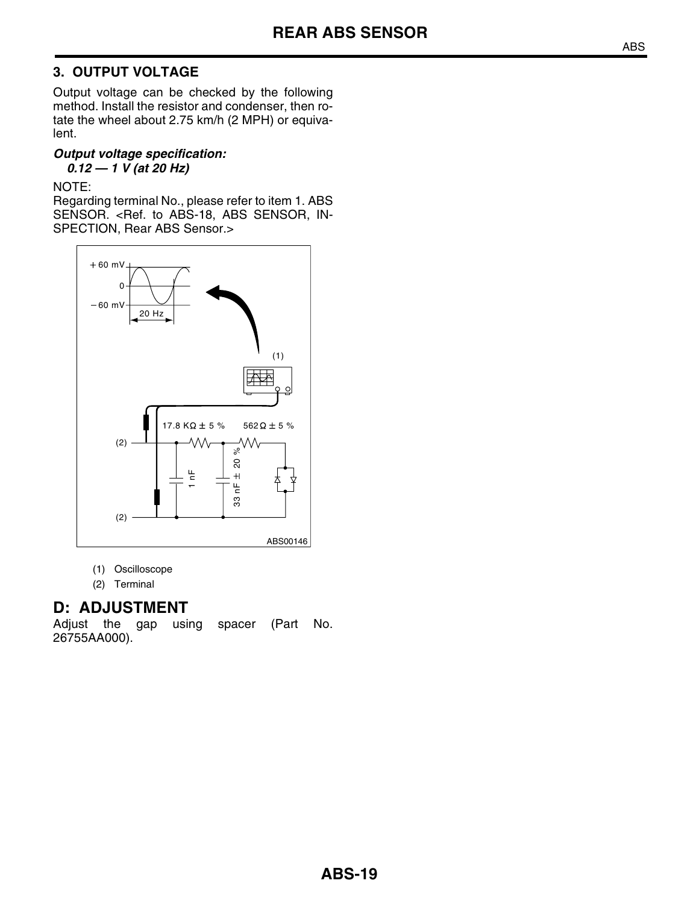## 3. OUTPUT VOLTAGE

Output voltage can be checked by the following method. Install the resistor and condenser, then rotate the wheel about 2.75 km/h (2 MPH) or equivalent.

***Output voltage specification:***
***0.12 — 1 V (at 20 Hz)***

NOTE:
Regarding terminal No., please refer to item 1. ABS SENSOR. <Ref. to ABS-18, ABS SENSOR, INSPECTION, Rear ABS Sensor.>

(1) Oscilloscope
(2) Terminal

## D: ADJUSTMENT

Adjust the gap using spacer (Part No. 26755AA000).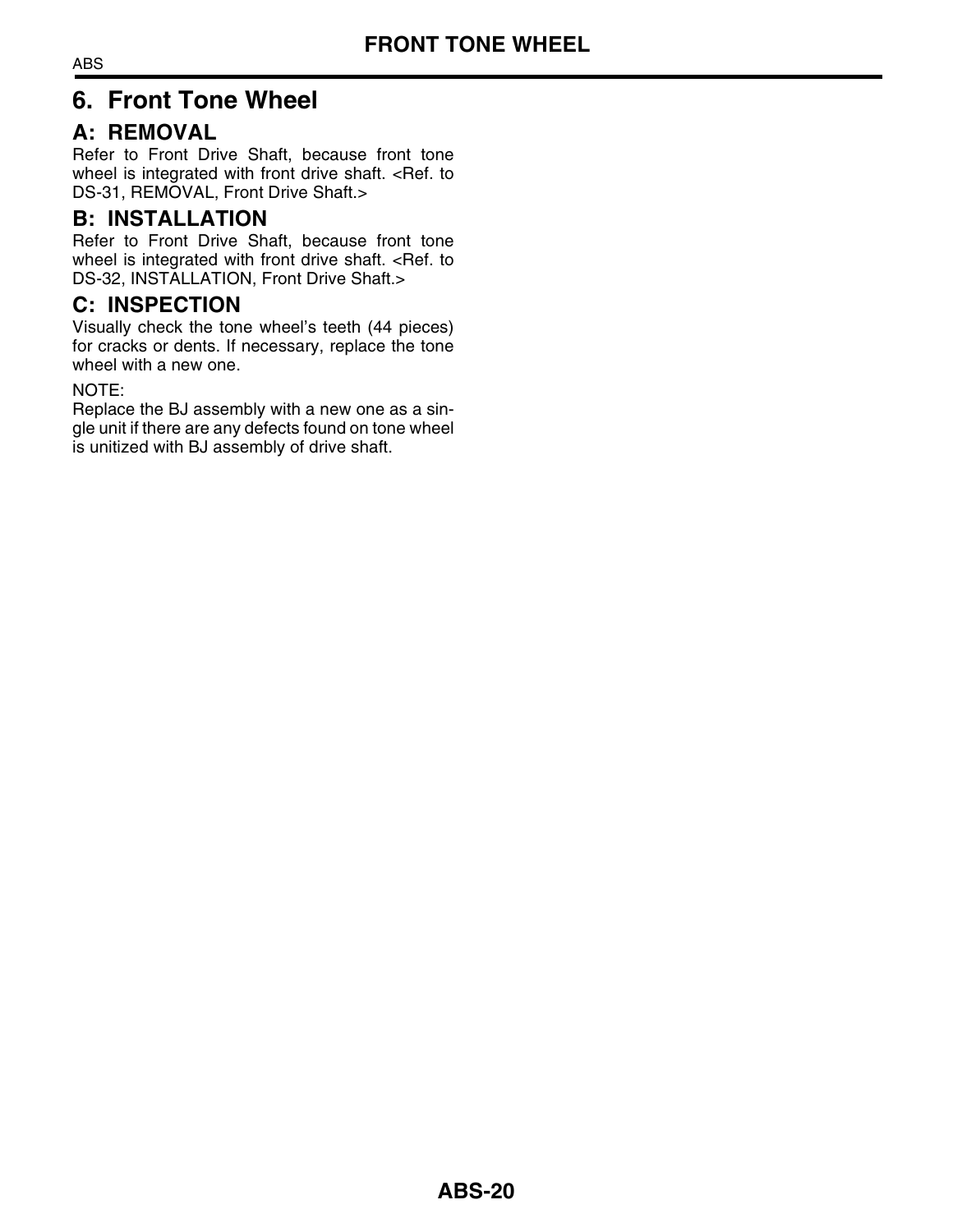# 6. Front Tone Wheel

## A: REMOVAL

Refer to Front Drive Shaft, because front tone wheel is integrated with front drive shaft. <Ref. to DS-31, REMOVAL, Front Drive Shaft.>

## B: INSTALLATION

Refer to Front Drive Shaft, because front tone wheel is integrated with front drive shaft. <Ref. to DS-32, INSTALLATION, Front Drive Shaft.>

## C: INSPECTION

Visually check the tone wheel's teeth (44 pieces) for cracks or dents. If necessary, replace the tone wheel with a new one.

NOTE:
Replace the BJ assembly with a new one as a single unit if there are any defects found on tone wheel is unitized with BJ assembly of drive shaft.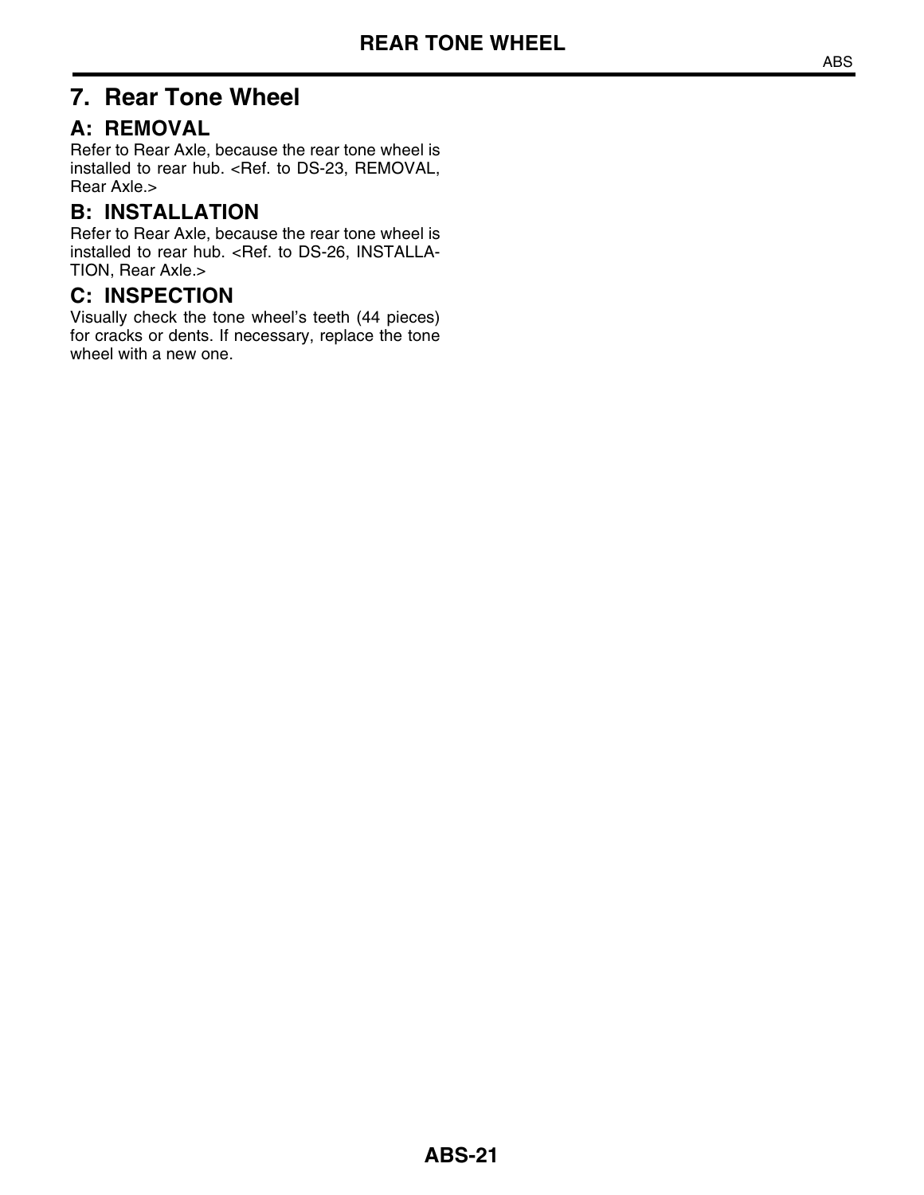# 7. Rear Tone Wheel

## A: REMOVAL

Refer to Rear Axle, because the rear tone wheel is installed to rear hub. <Ref. to DS-23, REMOVAL, Rear Axle.>

## B: INSTALLATION

Refer to Rear Axle, because the rear tone wheel is installed to rear hub. <Ref. to DS-26, INSTALLATION, Rear Axle.>

## C: INSPECTION

Visually check the tone wheel's teeth (44 pieces) for cracks or dents. If necessary, replace the tone wheel with a new one.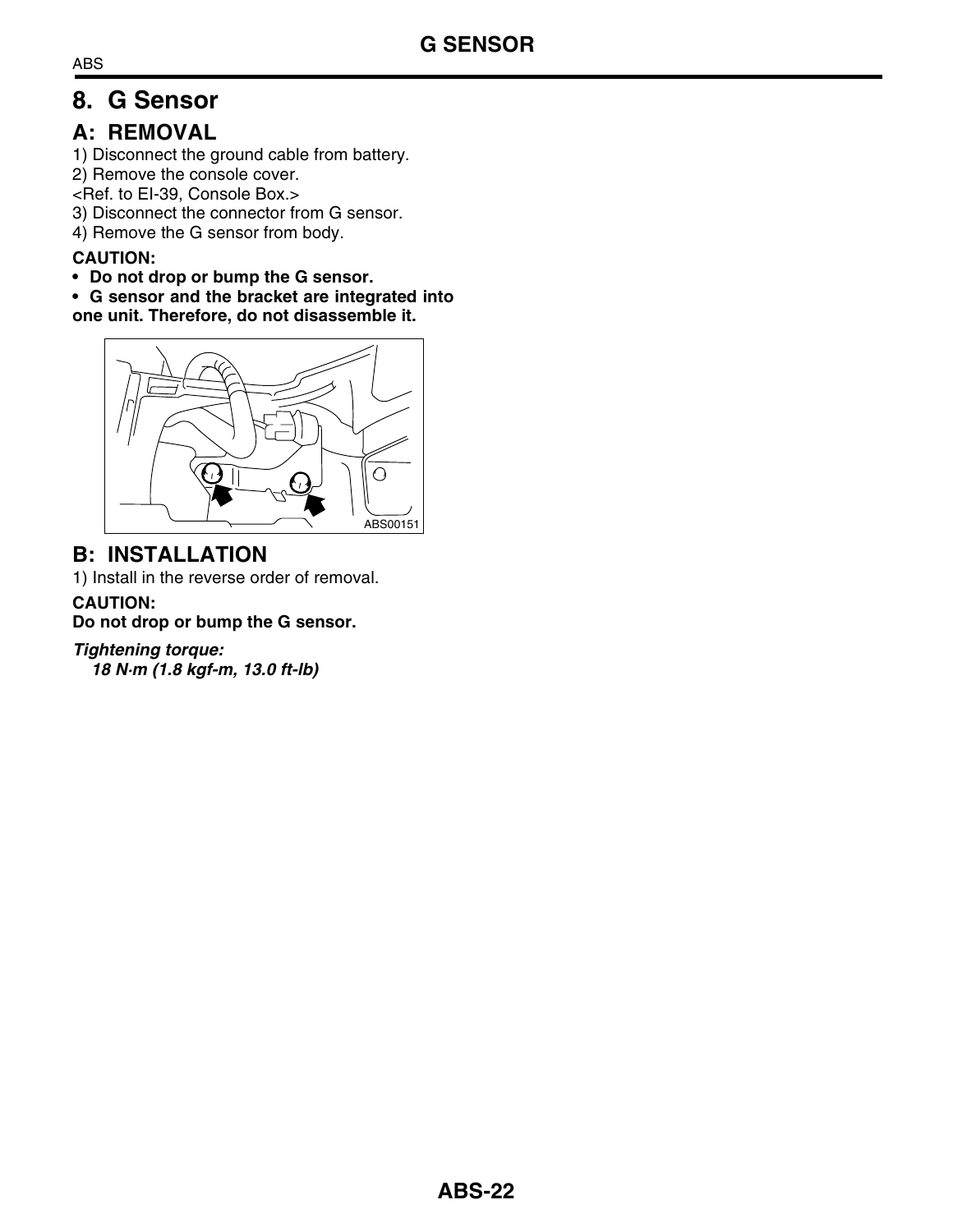# 8. G Sensor

## A: REMOVAL

1) Disconnect the ground cable from battery.
2) Remove the console cover.
<Ref. to EI-39, Console Box.>
3) Disconnect the connector from G sensor.
4) Remove the G sensor from body.

**CAUTION:**
- **Do not drop or bump the G sensor.**
- **G sensor and the bracket are integrated into one unit. Therefore, do not disassemble it.**

ABS00151

## B: INSTALLATION

1) Install in the reverse order of removal.

**CAUTION:**
**Do not drop or bump the G sensor.**

***Tightening torque:***
***18 N·m (1.8 kgf-m, 13.0 ft-lb)***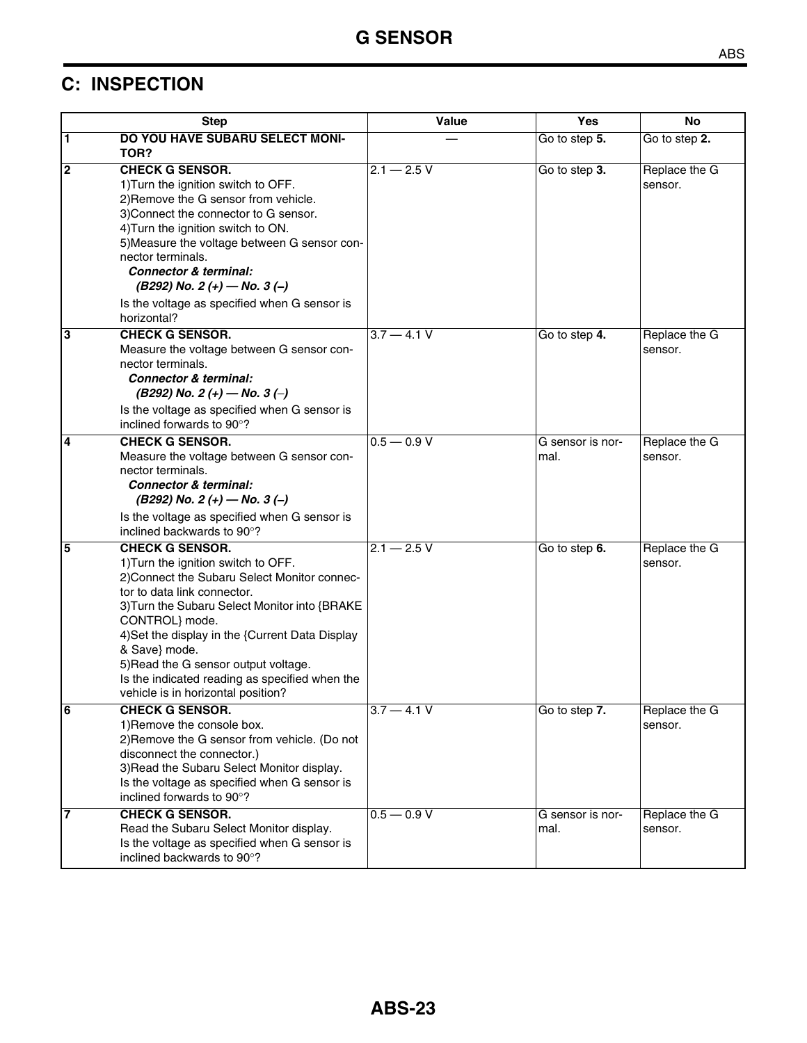# G SENSOR

## C: INSPECTION

| | Step | Value | Yes | No |
|---|---|---|---|---|
| 1 | **DO YOU HAVE SUBARU SELECT MONITOR?** | — | Go to step **5.** | Go to step **2.** |
| 2 | **CHECK G SENSOR.**<br>1)Turn the ignition switch to OFF.<br>2)Remove the G sensor from vehicle.<br>3)Connect the connector to G sensor.<br>4)Turn the ignition switch to ON.<br>5)Measure the voltage between G sensor connector terminals.<br>***Connector & terminal:***<br>***(B292) No. 2 (+) — No. 3 (–)***<br>Is the voltage as specified when G sensor is horizontal? | 2.1 — 2.5 V | Go to step **3.** | Replace the G sensor. |
| 3 | **CHECK G SENSOR.**<br>Measure the voltage between G sensor connector terminals.<br>***Connector & terminal:***<br>***(B292) No. 2 (+) — No. 3 (–)***<br>Is the voltage as specified when G sensor is inclined forwards to 90°? | 3.7 — 4.1 V | Go to step **4.** | Replace the G sensor. |
| 4 | **CHECK G SENSOR.**<br>Measure the voltage between G sensor connector terminals.<br>***Connector & terminal:***<br>***(B292) No. 2 (+) — No. 3 (–)***<br>Is the voltage as specified when G sensor is inclined backwards to 90°? | 0.5 — 0.9 V | G sensor is normal. | Replace the G sensor. |
| 5 | **CHECK G SENSOR.**<br>1)Turn the ignition switch to OFF.<br>2)Connect the Subaru Select Monitor connector to data link connector.<br>3)Turn the Subaru Select Monitor into {BRAKE CONTROL} mode.<br>4)Set the display in the {Current Data Display & Save} mode.<br>5)Read the G sensor output voltage.<br>Is the indicated reading as specified when the vehicle is in horizontal position? | 2.1 — 2.5 V | Go to step **6.** | Replace the G sensor. |
| 6 | **CHECK G SENSOR.**<br>1)Remove the console box.<br>2)Remove the G sensor from vehicle. (Do not disconnect the connector.)<br>3)Read the Subaru Select Monitor display.<br>Is the voltage as specified when G sensor is inclined forwards to 90°? | 3.7 — 4.1 V | Go to step **7.** | Replace the G sensor. |
| 7 | **CHECK G SENSOR.**<br>Read the Subaru Select Monitor display.<br>Is the voltage as specified when G sensor is inclined backwards to 90°? | 0.5 — 0.9 V | G sensor is normal. | Replace the G sensor. |